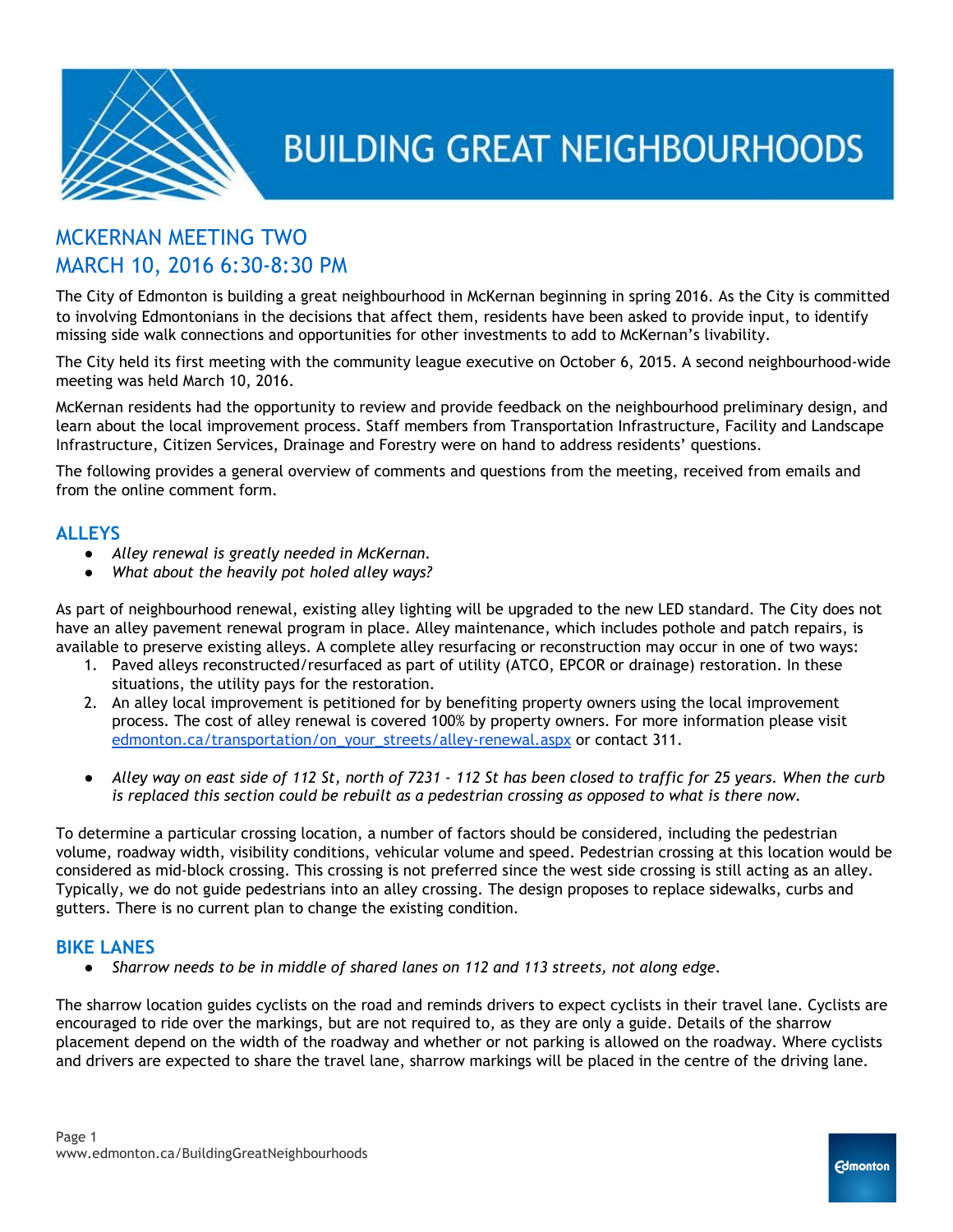# BUILDING GREAT NEIGHBOURHOODS

## MCKERNAN MEETING TWO
## MARCH 10, 2016 6:30-8:30 PM

The City of Edmonton is building a great neighbourhood in McKernan beginning in spring 2016. As the City is committed to involving Edmontonians in the decisions that affect them, residents have been asked to provide input, to identify missing side walk connections and opportunities for other investments to add to McKernan's livability.

The City held its first meeting with the community league executive on October 6, 2015. A second neighbourhood-wide meeting was held March 10, 2016.

McKernan residents had the opportunity to review and provide feedback on the neighbourhood preliminary design, and learn about the local improvement process. Staff members from Transportation Infrastructure, Facility and Landscape Infrastructure, Citizen Services, Drainage and Forestry were on hand to address residents' questions.

The following provides a general overview of comments and questions from the meeting, received from emails and from the online comment form.

### ALLEYS

- *Alley renewal is greatly needed in McKernan.*
- *What about the heavily pot holed alley ways?*

As part of neighbourhood renewal, existing alley lighting will be upgraded to the new LED standard. The City does not have an alley pavement renewal program in place. Alley maintenance, which includes pothole and patch repairs, is available to preserve existing alleys. A complete alley resurfacing or reconstruction may occur in one of two ways:

1. Paved alleys reconstructed/resurfaced as part of utility (ATCO, EPCOR or drainage) restoration. In these situations, the utility pays for the restoration.
2. An alley local improvement is petitioned for by benefiting property owners using the local improvement process. The cost of alley renewal is covered 100% by property owners. For more information please visit edmonton.ca/transportation/on_your_streets/alley-renewal.aspx or contact 311.

- *Alley way on east side of 112 St, north of 7231 - 112 St has been closed to traffic for 25 years. When the curb is replaced this section could be rebuilt as a pedestrian crossing as opposed to what is there now.*

To determine a particular crossing location, a number of factors should be considered, including the pedestrian volume, roadway width, visibility conditions, vehicular volume and speed. Pedestrian crossing at this location would be considered as mid-block crossing. This crossing is not preferred since the west side crossing is still acting as an alley. Typically, we do not guide pedestrians into an alley crossing. The design proposes to replace sidewalks, curbs and gutters. There is no current plan to change the existing condition.

### BIKE LANES

- *Sharrow needs to be in middle of shared lanes on 112 and 113 streets, not along edge.*

The sharrow location guides cyclists on the road and reminds drivers to expect cyclists in their travel lane. Cyclists are encouraged to ride over the markings, but are not required to, as they are only a guide. Details of the sharrow placement depend on the width of the roadway and whether or not parking is allowed on the roadway. Where cyclists and drivers are expected to share the travel lane, sharrow markings will be placed in the centre of the driving lane.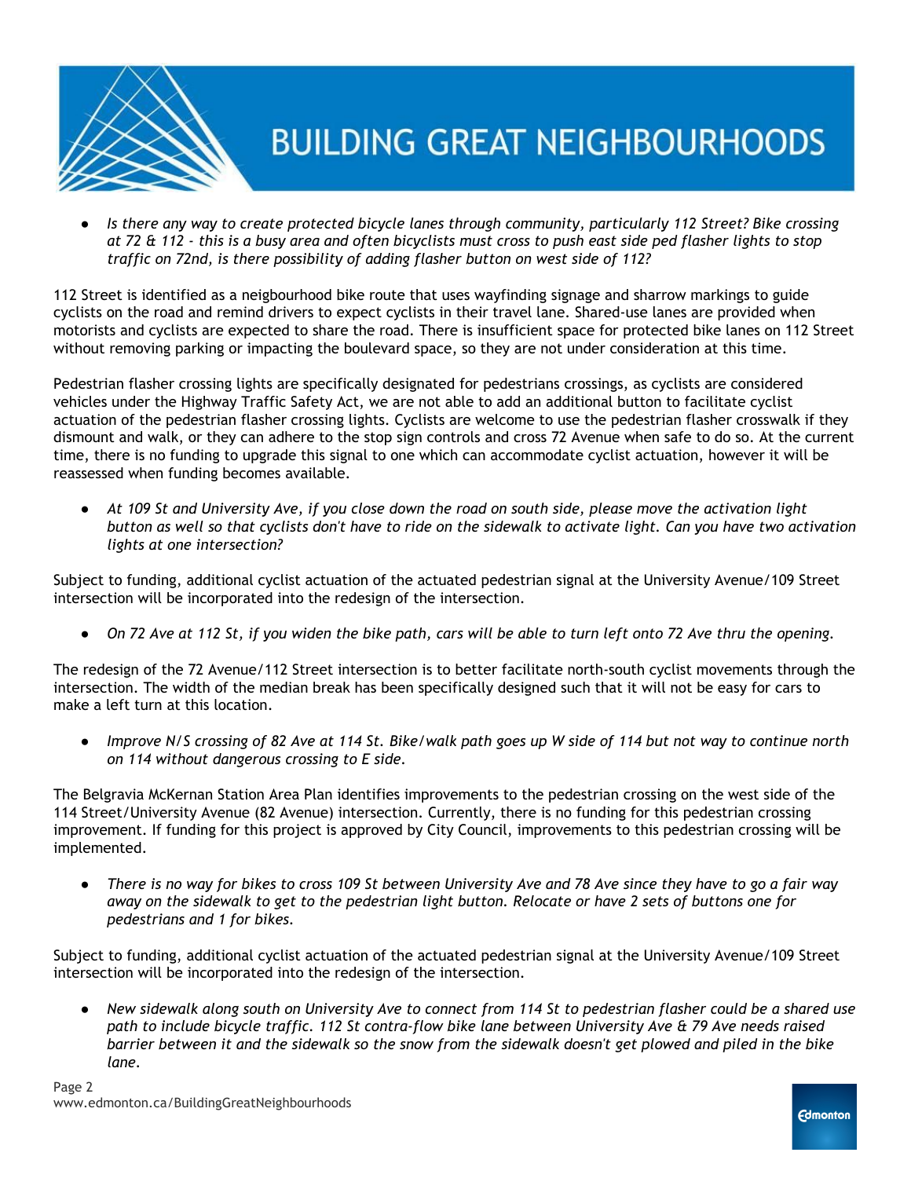- *Is there any way to create protected bicycle lanes through community, particularly 112 Street? Bike crossing at 72 & 112 - this is a busy area and often bicyclists must cross to push east side ped flasher lights to stop traffic on 72nd, is there possibility of adding flasher button on west side of 112?*

112 Street is identified as a neigbourhood bike route that uses wayfinding signage and sharrow markings to guide cyclists on the road and remind drivers to expect cyclists in their travel lane. Shared-use lanes are provided when motorists and cyclists are expected to share the road. There is insufficient space for protected bike lanes on 112 Street without removing parking or impacting the boulevard space, so they are not under consideration at this time.

Pedestrian flasher crossing lights are specifically designated for pedestrians crossings, as cyclists are considered vehicles under the Highway Traffic Safety Act, we are not able to add an additional button to facilitate cyclist actuation of the pedestrian flasher crossing lights. Cyclists are welcome to use the pedestrian flasher crosswalk if they dismount and walk, or they can adhere to the stop sign controls and cross 72 Avenue when safe to do so. At the current time, there is no funding to upgrade this signal to one which can accommodate cyclist actuation, however it will be reassessed when funding becomes available.

- *At 109 St and University Ave, if you close down the road on south side, please move the activation light button as well so that cyclists don't have to ride on the sidewalk to activate light. Can you have two activation lights at one intersection?*

Subject to funding, additional cyclist actuation of the actuated pedestrian signal at the University Avenue/109 Street intersection will be incorporated into the redesign of the intersection.

- *On 72 Ave at 112 St, if you widen the bike path, cars will be able to turn left onto 72 Ave thru the opening.*

The redesign of the 72 Avenue/112 Street intersection is to better facilitate north-south cyclist movements through the intersection. The width of the median break has been specifically designed such that it will not be easy for cars to make a left turn at this location.

- *Improve N/S crossing of 82 Ave at 114 St. Bike/walk path goes up W side of 114 but not way to continue north on 114 without dangerous crossing to E side.*

The Belgravia McKernan Station Area Plan identifies improvements to the pedestrian crossing on the west side of the 114 Street/University Avenue (82 Avenue) intersection. Currently, there is no funding for this pedestrian crossing improvement. If funding for this project is approved by City Council, improvements to this pedestrian crossing will be implemented.

- *There is no way for bikes to cross 109 St between University Ave and 78 Ave since they have to go a fair way away on the sidewalk to get to the pedestrian light button. Relocate or have 2 sets of buttons one for pedestrians and 1 for bikes.*

Subject to funding, additional cyclist actuation of the actuated pedestrian signal at the University Avenue/109 Street intersection will be incorporated into the redesign of the intersection.

- *New sidewalk along south on University Ave to connect from 114 St to pedestrian flasher could be a shared use path to include bicycle traffic. 112 St contra-flow bike lane between University Ave & 79 Ave needs raised barrier between it and the sidewalk so the snow from the sidewalk doesn't get plowed and piled in the bike lane.*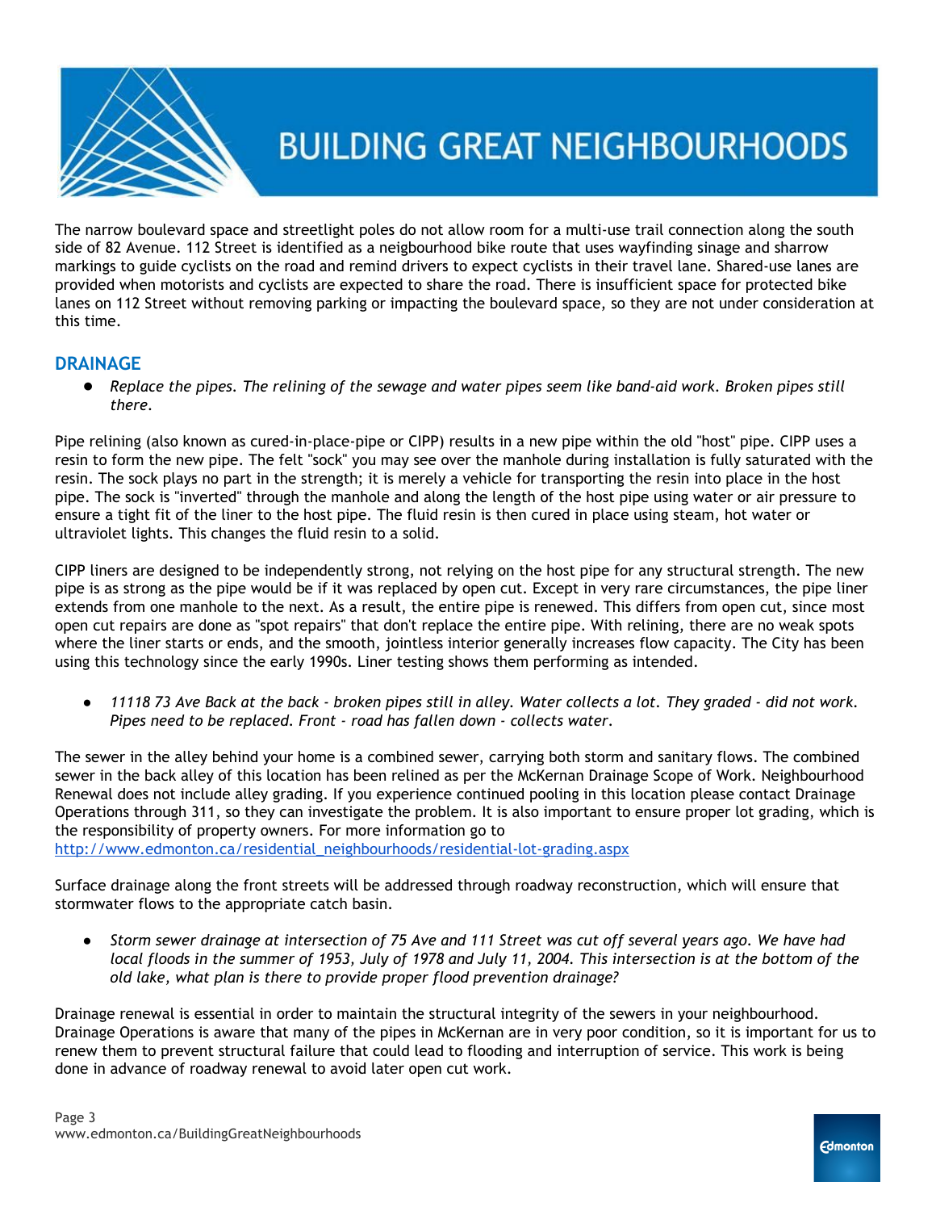The narrow boulevard space and streetlight poles do not allow room for a multi-use trail connection along the south side of 82 Avenue. 112 Street is identified as a neigbourhood bike route that uses wayfinding sinage and sharrow markings to guide cyclists on the road and remind drivers to expect cyclists in their travel lane. Shared-use lanes are provided when motorists and cyclists are expected to share the road. There is insufficient space for protected bike lanes on 112 Street without removing parking or impacting the boulevard space, so they are not under consideration at this time.

## DRAINAGE

- *Replace the pipes. The relining of the sewage and water pipes seem like band-aid work. Broken pipes still there.*

Pipe relining (also known as cured-in-place-pipe or CIPP) results in a new pipe within the old "host" pipe. CIPP uses a resin to form the new pipe. The felt "sock" you may see over the manhole during installation is fully saturated with the resin. The sock plays no part in the strength; it is merely a vehicle for transporting the resin into place in the host pipe. The sock is "inverted" through the manhole and along the length of the host pipe using water or air pressure to ensure a tight fit of the liner to the host pipe. The fluid resin is then cured in place using steam, hot water or ultraviolet lights. This changes the fluid resin to a solid.

CIPP liners are designed to be independently strong, not relying on the host pipe for any structural strength. The new pipe is as strong as the pipe would be if it was replaced by open cut. Except in very rare circumstances, the pipe liner extends from one manhole to the next. As a result, the entire pipe is renewed. This differs from open cut, since most open cut repairs are done as "spot repairs" that don't replace the entire pipe. With relining, there are no weak spots where the liner starts or ends, and the smooth, jointless interior generally increases flow capacity. The City has been using this technology since the early 1990s. Liner testing shows them performing as intended.

- *11118 73 Ave Back at the back - broken pipes still in alley. Water collects a lot. They graded - did not work. Pipes need to be replaced. Front - road has fallen down - collects water.*

The sewer in the alley behind your home is a combined sewer, carrying both storm and sanitary flows. The combined sewer in the back alley of this location has been relined as per the McKernan Drainage Scope of Work. Neighbourhood Renewal does not include alley grading. If you experience continued pooling in this location please contact Drainage Operations through 311, so they can investigate the problem. It is also important to ensure proper lot grading, which is the responsibility of property owners. For more information go to http://www.edmonton.ca/residential_neighbourhoods/residential-lot-grading.aspx

Surface drainage along the front streets will be addressed through roadway reconstruction, which will ensure that stormwater flows to the appropriate catch basin.

- *Storm sewer drainage at intersection of 75 Ave and 111 Street was cut off several years ago. We have had local floods in the summer of 1953, July of 1978 and July 11, 2004. This intersection is at the bottom of the old lake, what plan is there to provide proper flood prevention drainage?*

Drainage renewal is essential in order to maintain the structural integrity of the sewers in your neighbourhood. Drainage Operations is aware that many of the pipes in McKernan are in very poor condition, so it is important for us to renew them to prevent structural failure that could lead to flooding and interruption of service. This work is being done in advance of roadway renewal to avoid later open cut work.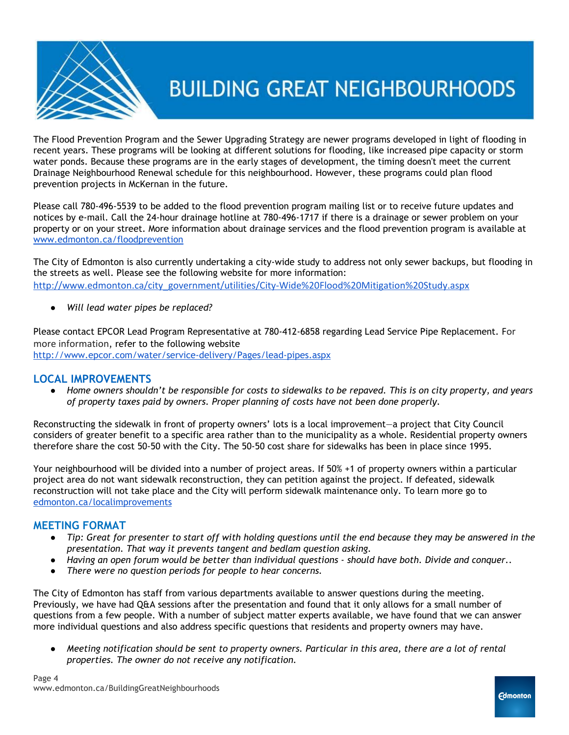The Flood Prevention Program and the Sewer Upgrading Strategy are newer programs developed in light of flooding in recent years. These programs will be looking at different solutions for flooding, like increased pipe capacity or storm water ponds. Because these programs are in the early stages of development, the timing doesn't meet the current Drainage Neighbourhood Renewal schedule for this neighbourhood. However, these programs could plan flood prevention projects in McKernan in the future.

Please call 780-496-5539 to be added to the flood prevention program mailing list or to receive future updates and notices by e-mail. Call the 24-hour drainage hotline at 780-496-1717 if there is a drainage or sewer problem on your property or on your street. More information about drainage services and the flood prevention program is available at [www.edmonton.ca/floodprevention](http://www.edmonton.ca/floodprevention)

The City of Edmonton is also currently undertaking a city-wide study to address not only sewer backups, but flooding in the streets as well. Please see the following website for more information:
[http://www.edmonton.ca/city_government/utilities/City-Wide%20Flood%20Mitigation%20Study.aspx](http://www.edmonton.ca/city_government/utilities/City-Wide%20Flood%20Mitigation%20Study.aspx)

- *Will lead water pipes be replaced?*

Please contact EPCOR Lead Program Representative at 780-412-6858 regarding Lead Service Pipe Replacement. For more information, refer to the following website
[http://www.epcor.com/water/service-delivery/Pages/lead-pipes.aspx](http://www.epcor.com/water/service-delivery/Pages/lead-pipes.aspx)

## LOCAL IMPROVEMENTS

- *Home owners shouldn't be responsible for costs to sidewalks to be repaved. This is on city property, and years of property taxes paid by owners. Proper planning of costs have not been done properly.*

Reconstructing the sidewalk in front of property owners' lots is a local improvement—a project that City Council considers of greater benefit to a specific area rather than to the municipality as a whole. Residential property owners therefore share the cost 50-50 with the City. The 50-50 cost share for sidewalks has been in place since 1995.

Your neighbourhood will be divided into a number of project areas. If 50% +1 of property owners within a particular project area do not want sidewalk reconstruction, they can petition against the project. If defeated, sidewalk reconstruction will not take place and the City will perform sidewalk maintenance only. To learn more go to [edmonton.ca/localimprovements](http://edmonton.ca/localimprovements)

## MEETING FORMAT

- *Tip: Great for presenter to start off with holding questions until the end because they may be answered in the presentation. That way it prevents tangent and bedlam question asking.*
- *Having an open forum would be better than individual questions - should have both. Divide and conquer..*
- *There were no question periods for people to hear concerns.*

The City of Edmonton has staff from various departments available to answer questions during the meeting. Previously, we have had Q&A sessions after the presentation and found that it only allows for a small number of questions from a few people. With a number of subject matter experts available, we have found that we can answer more individual questions and also address specific questions that residents and property owners may have.

- *Meeting notification should be sent to property owners. Particular in this area, there are a lot of rental properties. The owner do not receive any notification.*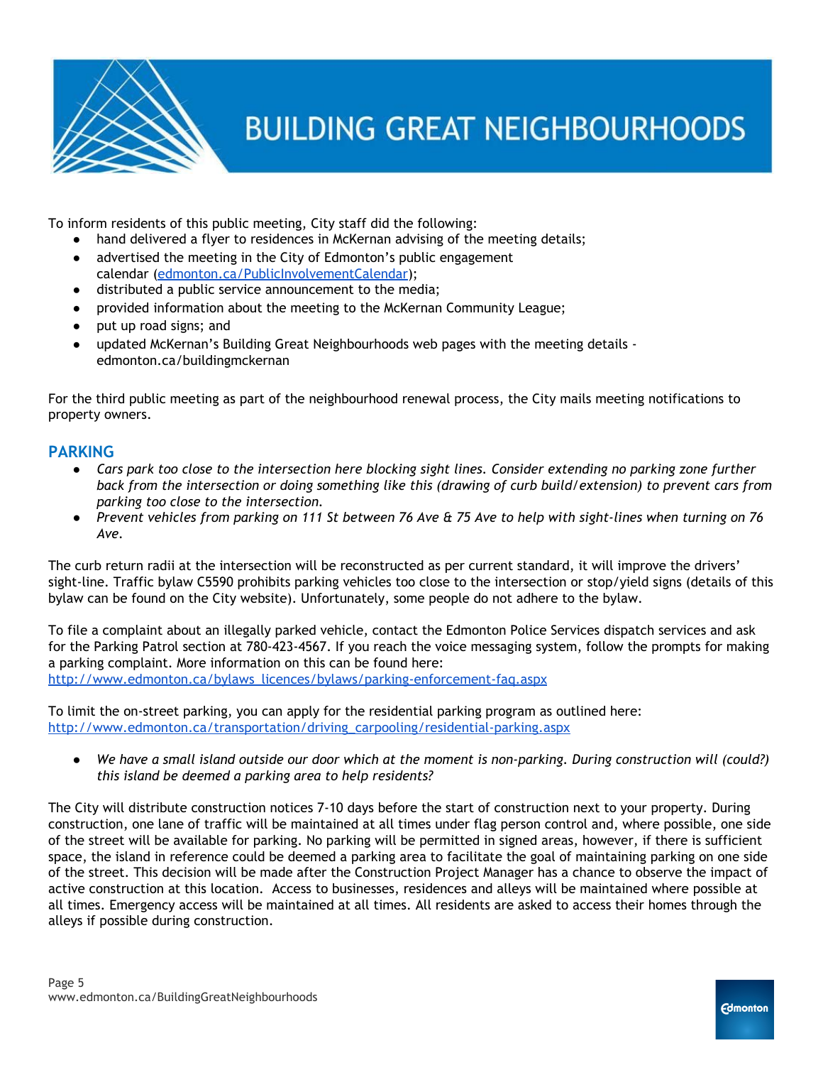To inform residents of this public meeting, City staff did the following:

- hand delivered a flyer to residences in McKernan advising of the meeting details;
- advertised the meeting in the City of Edmonton's public engagement calendar ([edmonton.ca/PublicInvolvementCalendar](edmonton.ca/PublicInvolvementCalendar));
- distributed a public service announcement to the media;
- provided information about the meeting to the McKernan Community League;
- put up road signs; and
- updated McKernan's Building Great Neighbourhoods web pages with the meeting details - edmonton.ca/buildingmckernan

For the third public meeting as part of the neighbourhood renewal process, the City mails meeting notifications to property owners.

## PARKING

- *Cars park too close to the intersection here blocking sight lines. Consider extending no parking zone further back from the intersection or doing something like this (drawing of curb build/extension) to prevent cars from parking too close to the intersection.*
- *Prevent vehicles from parking on 111 St between 76 Ave & 75 Ave to help with sight-lines when turning on 76 Ave.*

The curb return radii at the intersection will be reconstructed as per current standard, it will improve the drivers' sight-line. Traffic bylaw C5590 prohibits parking vehicles too close to the intersection or stop/yield signs (details of this bylaw can be found on the City website). Unfortunately, some people do not adhere to the bylaw.

To file a complaint about an illegally parked vehicle, contact the Edmonton Police Services dispatch services and ask for the Parking Patrol section at 780-423-4567. If you reach the voice messaging system, follow the prompts for making a parking complaint. More information on this can be found here: [http://www.edmonton.ca/bylaws_licences/bylaws/parking-enforcement-faq.aspx](http://www.edmonton.ca/bylaws_licences/bylaws/parking-enforcement-faq.aspx)

To limit the on-street parking, you can apply for the residential parking program as outlined here: [http://www.edmonton.ca/transportation/driving_carpooling/residential-parking.aspx](http://www.edmonton.ca/transportation/driving_carpooling/residential-parking.aspx)

- *We have a small island outside our door which at the moment is non-parking. During construction will (could?) this island be deemed a parking area to help residents?*

The City will distribute construction notices 7-10 days before the start of construction next to your property. During construction, one lane of traffic will be maintained at all times under flag person control and, where possible, one side of the street will be available for parking. No parking will be permitted in signed areas, however, if there is sufficient space, the island in reference could be deemed a parking area to facilitate the goal of maintaining parking on one side of the street. This decision will be made after the Construction Project Manager has a chance to observe the impact of active construction at this location. Access to businesses, residences and alleys will be maintained where possible at all times. Emergency access will be maintained at all times. All residents are asked to access their homes through the alleys if possible during construction.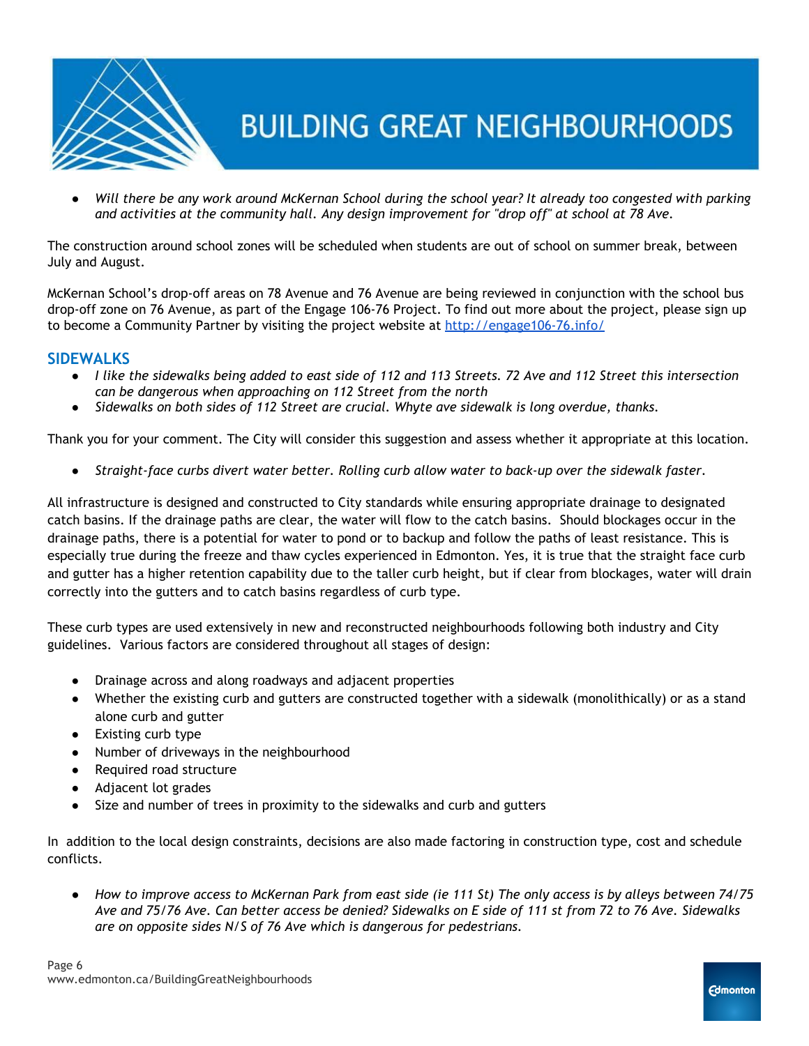- *Will there be any work around McKernan School during the school year? It already too congested with parking and activities at the community hall. Any design improvement for "drop off" at school at 78 Ave.*

The construction around school zones will be scheduled when students are out of school on summer break, between July and August.

McKernan School's drop-off areas on 78 Avenue and 76 Avenue are being reviewed in conjunction with the school bus drop-off zone on 76 Avenue, as part of the Engage 106-76 Project. To find out more about the project, please sign up to become a Community Partner by visiting the project website at [http://engage106-76.info/](http://engage106-76.info/)

## SIDEWALKS

- *I like the sidewalks being added to east side of 112 and 113 Streets. 72 Ave and 112 Street this intersection can be dangerous when approaching on 112 Street from the north*
- *Sidewalks on both sides of 112 Street are crucial. Whyte ave sidewalk is long overdue, thanks.*

Thank you for your comment. The City will consider this suggestion and assess whether it appropriate at this location.

- *Straight-face curbs divert water better. Rolling curb allow water to back-up over the sidewalk faster.*

All infrastructure is designed and constructed to City standards while ensuring appropriate drainage to designated catch basins. If the drainage paths are clear, the water will flow to the catch basins. Should blockages occur in the drainage paths, there is a potential for water to pond or to backup and follow the paths of least resistance. This is especially true during the freeze and thaw cycles experienced in Edmonton. Yes, it is true that the straight face curb and gutter has a higher retention capability due to the taller curb height, but if clear from blockages, water will drain correctly into the gutters and to catch basins regardless of curb type.

These curb types are used extensively in new and reconstructed neighbourhoods following both industry and City guidelines. Various factors are considered throughout all stages of design:

- Drainage across and along roadways and adjacent properties
- Whether the existing curb and gutters are constructed together with a sidewalk (monolithically) or as a stand alone curb and gutter
- Existing curb type
- Number of driveways in the neighbourhood
- Required road structure
- Adjacent lot grades
- Size and number of trees in proximity to the sidewalks and curb and gutters

In addition to the local design constraints, decisions are also made factoring in construction type, cost and schedule conflicts.

- *How to improve access to McKernan Park from east side (ie 111 St) The only access is by alleys between 74/75 Ave and 75/76 Ave. Can better access be denied? Sidewalks on E side of 111 st from 72 to 76 Ave. Sidewalks are on opposite sides N/S of 76 Ave which is dangerous for pedestrians.*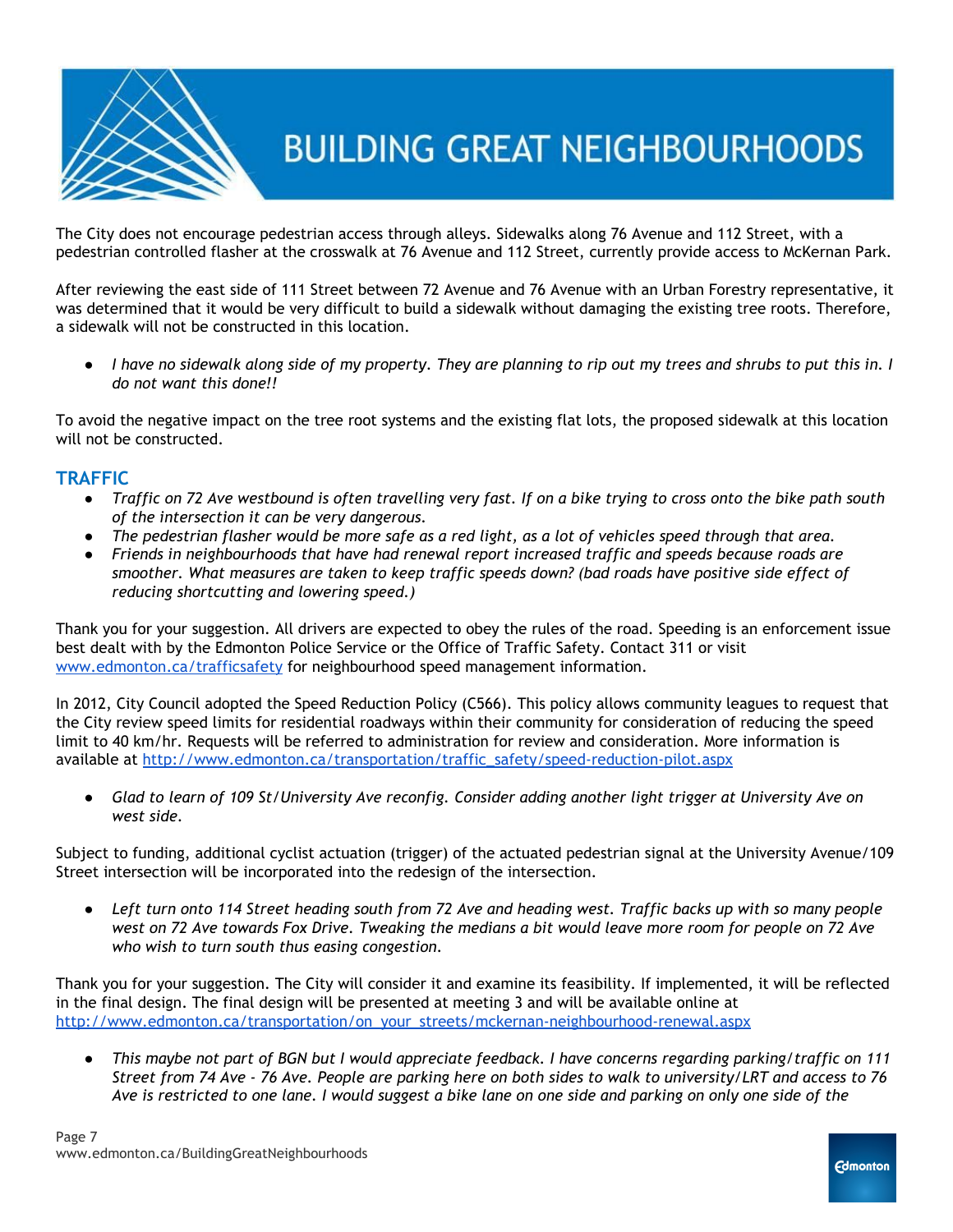The City does not encourage pedestrian access through alleys. Sidewalks along 76 Avenue and 112 Street, with a pedestrian controlled flasher at the crosswalk at 76 Avenue and 112 Street, currently provide access to McKernan Park.

After reviewing the east side of 111 Street between 72 Avenue and 76 Avenue with an Urban Forestry representative, it was determined that it would be very difficult to build a sidewalk without damaging the existing tree roots. Therefore, a sidewalk will not be constructed in this location.

- *I have no sidewalk along side of my property. They are planning to rip out my trees and shrubs to put this in. I do not want this done!!*

To avoid the negative impact on the tree root systems and the existing flat lots, the proposed sidewalk at this location will not be constructed.

## TRAFFIC

- *Traffic on 72 Ave westbound is often travelling very fast. If on a bike trying to cross onto the bike path south of the intersection it can be very dangerous.*
- *The pedestrian flasher would be more safe as a red light, as a lot of vehicles speed through that area.*
- *Friends in neighbourhoods that have had renewal report increased traffic and speeds because roads are smoother. What measures are taken to keep traffic speeds down? (bad roads have positive side effect of reducing shortcutting and lowering speed.)*

Thank you for your suggestion. All drivers are expected to obey the rules of the road. Speeding is an enforcement issue best dealt with by the Edmonton Police Service or the Office of Traffic Safety. Contact 311 or visit www.edmonton.ca/trafficsafety for neighbourhood speed management information.

In 2012, City Council adopted the Speed Reduction Policy (C566). This policy allows community leagues to request that the City review speed limits for residential roadways within their community for consideration of reducing the speed limit to 40 km/hr. Requests will be referred to administration for review and consideration. More information is available at http://www.edmonton.ca/transportation/traffic_safety/speed-reduction-pilot.aspx

- *Glad to learn of 109 St/University Ave reconfig. Consider adding another light trigger at University Ave on west side.*

Subject to funding, additional cyclist actuation (trigger) of the actuated pedestrian signal at the University Avenue/109 Street intersection will be incorporated into the redesign of the intersection.

- *Left turn onto 114 Street heading south from 72 Ave and heading west. Traffic backs up with so many people west on 72 Ave towards Fox Drive. Tweaking the medians a bit would leave more room for people on 72 Ave who wish to turn south thus easing congestion.*

Thank you for your suggestion. The City will consider it and examine its feasibility. If implemented, it will be reflected in the final design. The final design will be presented at meeting 3 and will be available online at http://www.edmonton.ca/transportation/on_your_streets/mckernan-neighbourhood-renewal.aspx

- *This maybe not part of BGN but I would appreciate feedback. I have concerns regarding parking/traffic on 111 Street from 74 Ave - 76 Ave. People are parking here on both sides to walk to university/LRT and access to 76 Ave is restricted to one lane. I would suggest a bike lane on one side and parking on only one side of the*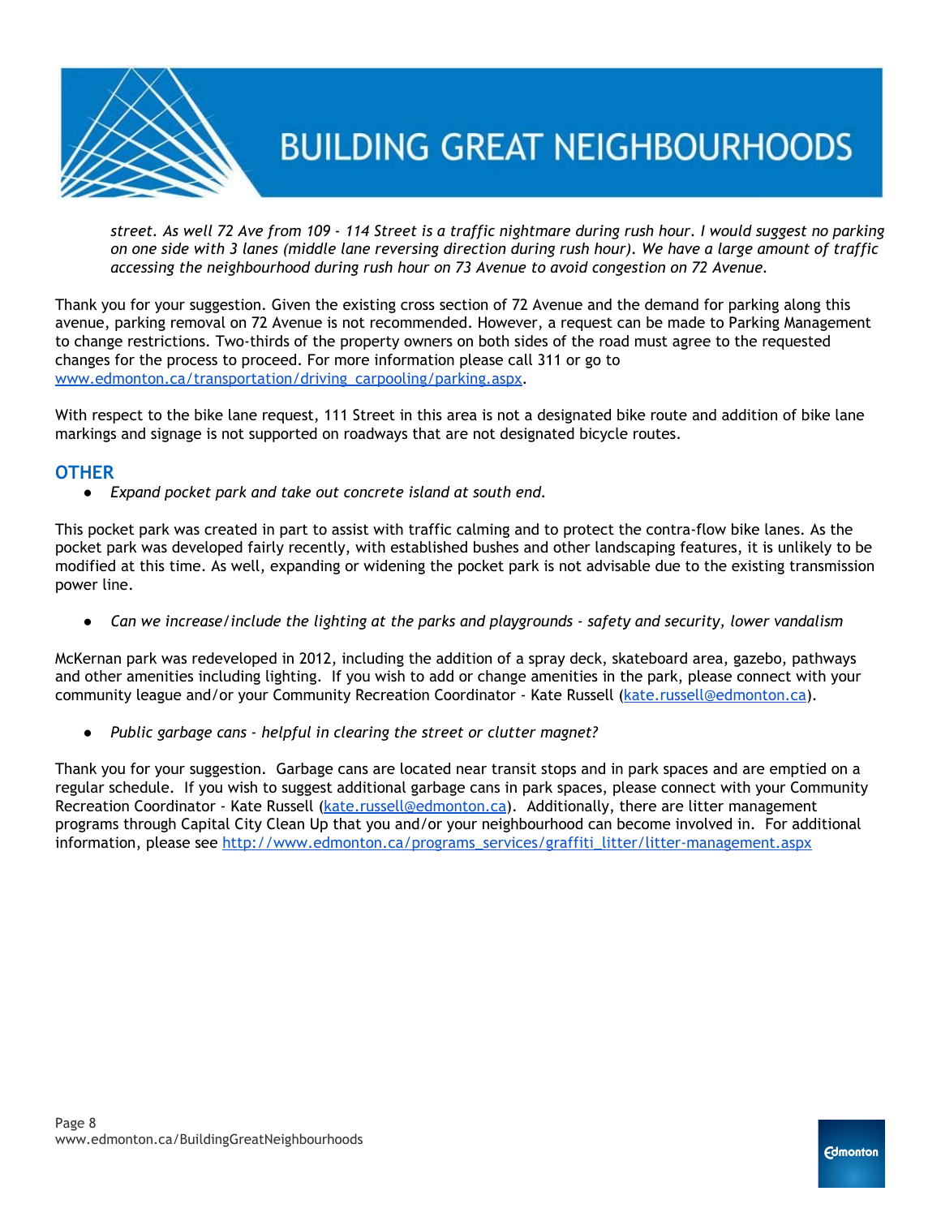*street. As well 72 Ave from 109 - 114 Street is a traffic nightmare during rush hour. I would suggest no parking on one side with 3 lanes (middle lane reversing direction during rush hour). We have a large amount of traffic accessing the neighbourhood during rush hour on 73 Avenue to avoid congestion on 72 Avenue.*

Thank you for your suggestion. Given the existing cross section of 72 Avenue and the demand for parking along this avenue, parking removal on 72 Avenue is not recommended. However, a request can be made to Parking Management to change restrictions. Two-thirds of the property owners on both sides of the road must agree to the requested changes for the process to proceed. For more information please call 311 or go to www.edmonton.ca/transportation/driving_carpooling/parking.aspx.

With respect to the bike lane request, 111 Street in this area is not a designated bike route and addition of bike lane markings and signage is not supported on roadways that are not designated bicycle routes.

## OTHER

- *Expand pocket park and take out concrete island at south end.*

This pocket park was created in part to assist with traffic calming and to protect the contra-flow bike lanes. As the pocket park was developed fairly recently, with established bushes and other landscaping features, it is unlikely to be modified at this time. As well, expanding or widening the pocket park is not advisable due to the existing transmission power line.

- *Can we increase/include the lighting at the parks and playgrounds - safety and security, lower vandalism*

McKernan park was redeveloped in 2012, including the addition of a spray deck, skateboard area, gazebo, pathways and other amenities including lighting. If you wish to add or change amenities in the park, please connect with your community league and/or your Community Recreation Coordinator - Kate Russell (kate.russell@edmonton.ca).

- *Public garbage cans - helpful in clearing the street or clutter magnet?*

Thank you for your suggestion. Garbage cans are located near transit stops and in park spaces and are emptied on a regular schedule. If you wish to suggest additional garbage cans in park spaces, please connect with your Community Recreation Coordinator - Kate Russell (kate.russell@edmonton.ca). Additionally, there are litter management programs through Capital City Clean Up that you and/or your neighbourhood can become involved in. For additional information, please see http://www.edmonton.ca/programs_services/graffiti_litter/litter-management.aspx